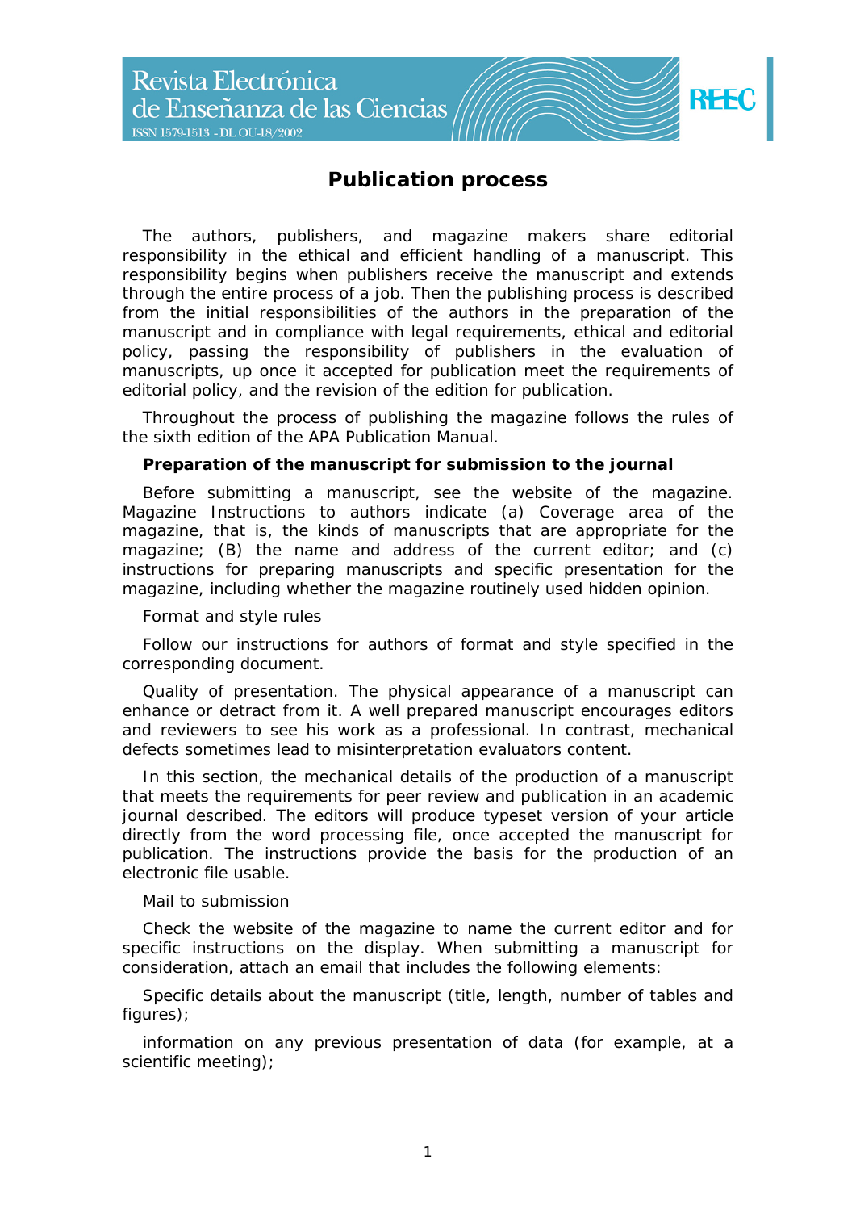# Publication process

The authors, publishers, and magazine makers share editorial responsibility in the ethical and efficient handling of a manuscript. This responsibility begins when publishers receive the manuscript and extends through the entire process of a job. Then the publishing process is described from the initial responsibilities of the authors in the preparation of the manuscript and in compliance with legal requirements, ethical and editorial policy, passing the responsibility of publishers in the evaluation of manuscripts, up once it accepted for publication meet the requirements of editorial policy, and the revision of the edition for publication.

Throughout the process of publishing the magazine follows the rules of the sixth edition of the APA Publication Manual.

**Preparation of the manuscript for submission to the journal**

Before submitting a manuscript, see the website of the magazine. Magazine Instructions to authors indicate (a) Coverage area of the magazine, that is, the kinds of manuscripts that are appropriate for the magazine; (B) the name and address of the current editor; and (c) instructions for preparing manuscripts and specific presentation for the magazine, including whether the magazine routinely used hidden opinion.

Format and style rules

Follow our instructions for authors of format and style specified in the corresponding document.

Quality of presentation. The physical appearance of a manuscript can enhance or detract from it. A well prepared manuscript encourages editors and reviewers to see his work as a professional. In contrast, mechanical defects sometimes lead to misinterpretation evaluators content.

In this section, the mechanical details of the production of a manuscript that meets the requirements for peer review and publication in an academic journal described. The editors will produce typeset version of your article directly from the word processing file, once accepted the manuscript for publication. The instructions provide the basis for the production of an electronic file usable.

Mail to submission

Check the website of the magazine to name the current editor and for specific instructions on the display. When submitting a manuscript for consideration, attach an email that includes the following elements:

Specific details about the manuscript (title, length, number of tables and figures);

information on any previous presentation of data (for example, at a scientific meeting);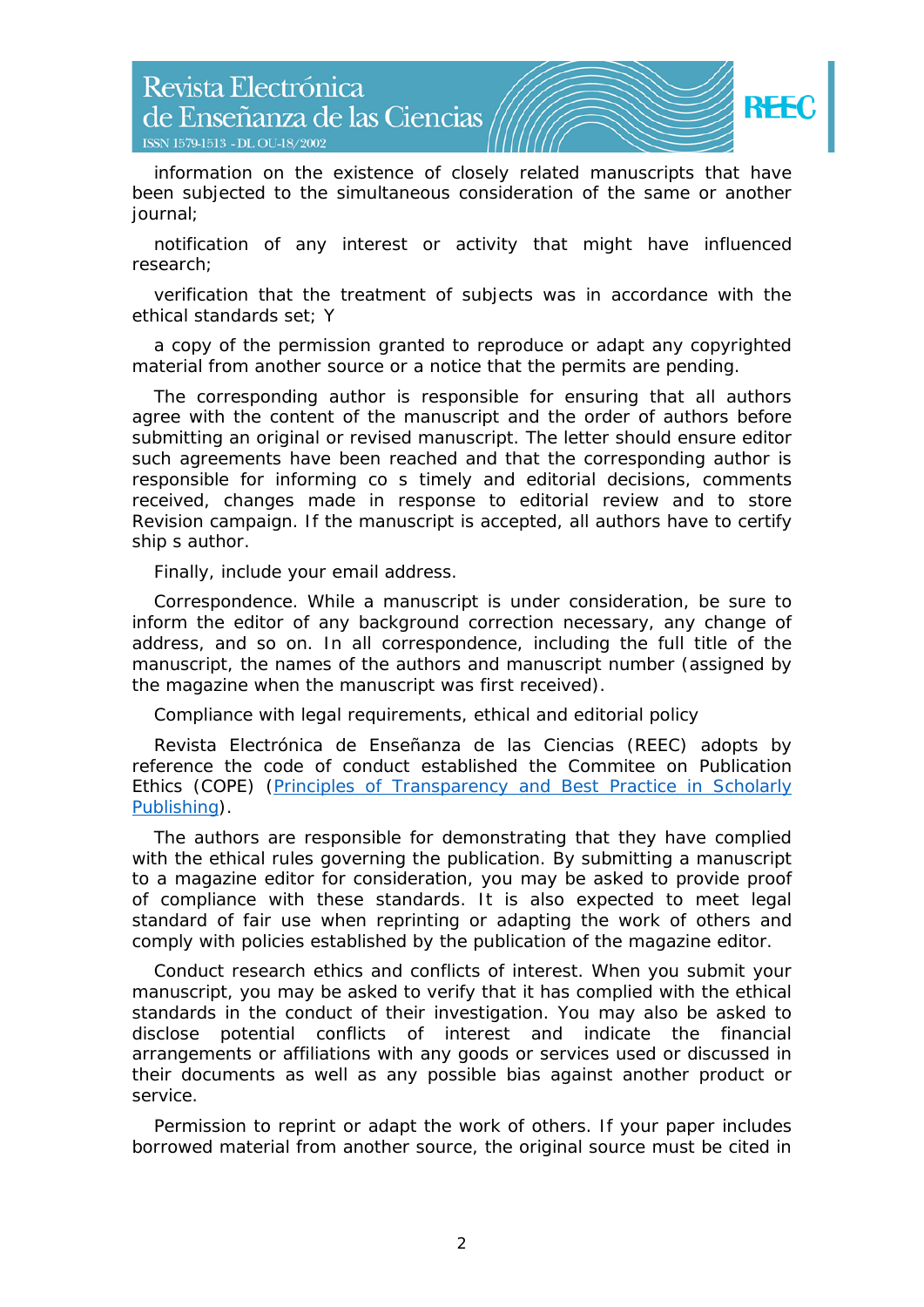information on the existence of closely related manuscripts that have been subjected to the simultaneous consideration of the same or another journal;

notification of any interest or activity that might have influenced research;

verification that the treatment of subjects was in accordance with the ethical standards set; Y

a copy of the permission granted to reproduce or adapt any copyrighted material from another source or a notice that the permits are pending.

The corresponding author is responsible for ensuring that all authors agree with the content of the manuscript and the order of authors before submitting an original or revised manuscript. The letter should ensure editor such agreements have been reached and that the corresponding author is responsible for informing co s timely and editorial decisions, comments received, changes made in response to editorial review and to store Revision campaign. If the manuscript is accepted, all authors have to certify ship s author.

Finally, include your email address.

Correspondence. While a manuscript is under consideration, be sure to inform the editor of any background correction necessary, any change of address, and so on. In all correspondence, including the full title of the manuscript, the names of the authors and manuscript number (assigned by the magazine when the manuscript was first received).

Compliance with legal requirements, ethical and editorial policy

Revista Electrónica de Enseñanza de las Ciencias (REEC) adopts by reference the code of conduct established the Commitee on Publication Ethics (COPE) (Principles of Transparency and Best Practice in Scholarly Publishing).

The authors are responsible for demonstrating that they have complied with the ethical rules governing the publication. By submitting a manuscript to a magazine editor for consideration, you may be asked to provide proof of compliance with these standards. It is also expected to meet legal standard of fair use when reprinting or adapting the work of others and comply with policies established by the publication of the magazine editor.

Conduct research ethics and conflicts of interest. When you submit your manuscript, you may be asked to verify that it has complied with the ethical standards in the conduct of their investigation. You may also be asked to disclose potential conflicts of interest and indicate the financial arrangements or affiliations with any goods or services used or discussed in their documents as well as any possible bias against another product or service.

Permission to reprint or adapt the work of others. If your paper includes borrowed material from another source, the original source must be cited in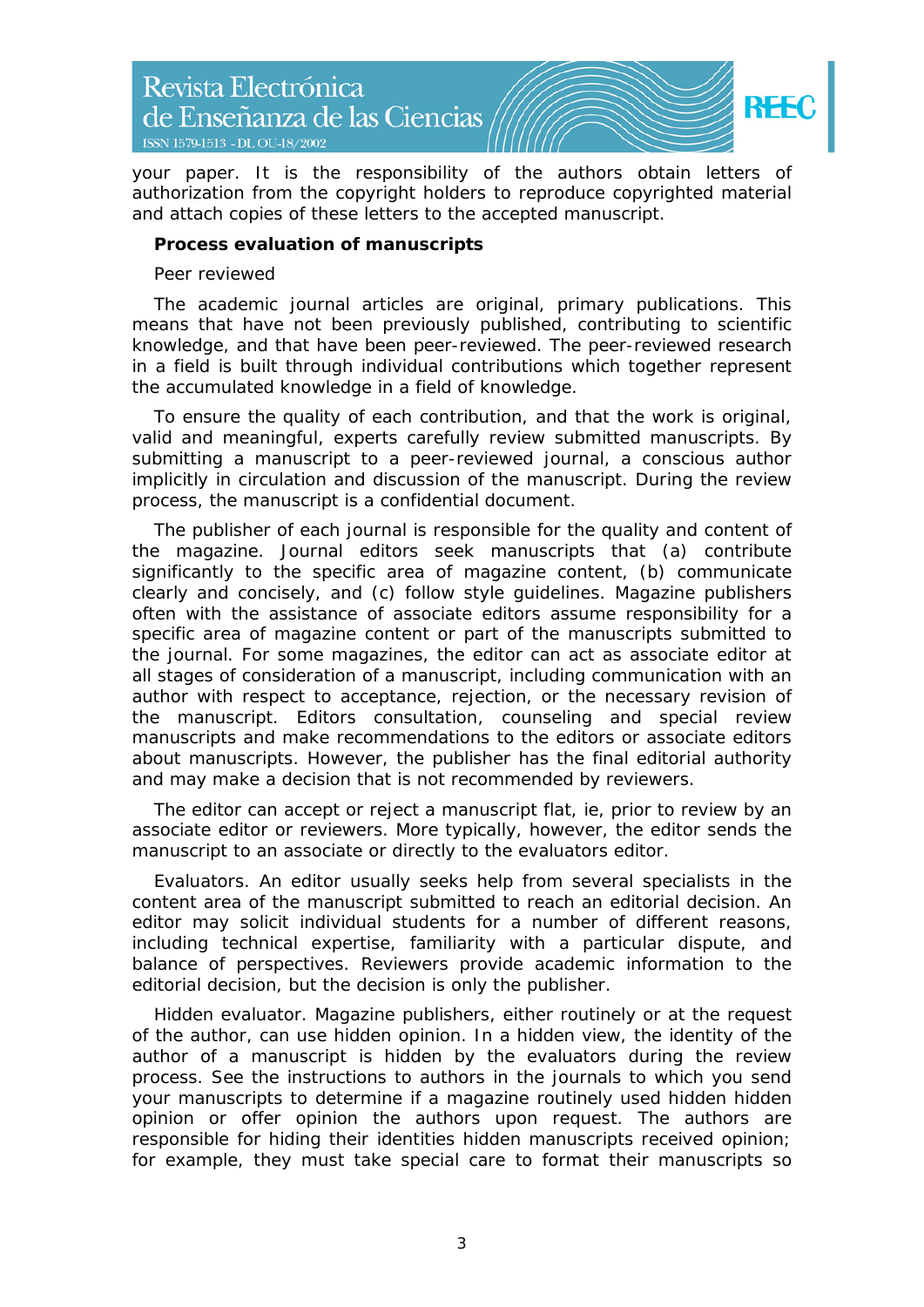your paper. It is the responsibility of the authors obtain letters of authorization from the copyright holders to reproduce copyrighted material and attach copies of these letters to the accepted manuscript.

**Process evaluation of manuscripts**

Peer reviewed

The academic journal articles are original, primary publications. This means that have not been previously published, contributing to scientific knowledge, and that have been peer-reviewed. The peer-reviewed research in a field is built through individual contributions which together represent the accumulated knowledge in a field of knowledge.

To ensure the quality of each contribution, and that the work is original, valid and meaningful, experts carefully review submitted manuscripts. By submitting a manuscript to a peer-reviewed journal, a conscious author implicitly in circulation and discussion of the manuscript. During the review process, the manuscript is a confidential document.

The publisher of each journal is responsible for the quality and content of the magazine. Journal editors seek manuscripts that (a) contribute significantly to the specific area of magazine content, (b) communicate clearly and concisely, and (c) follow style guidelines. Magazine publishers often with the assistance of associate editors assume responsibility for a specific area of magazine content or part of the manuscripts submitted to the journal. For some magazines, the editor can act as associate editor at all stages of consideration of a manuscript, including communication with an author with respect to acceptance, rejection, or the necessary revision of the manuscript. Editors consultation, counseling and special review manuscripts and make recommendations to the editors or associate editors about manuscripts. However, the publisher has the final editorial authority and may make a decision that is not recommended by reviewers.

The editor can accept or reject a manuscript flat, ie, prior to review by an associate editor or reviewers. More typically, however, the editor sends the manuscript to an associate or directly to the evaluators editor.

Evaluators. An editor usually seeks help from several specialists in the content area of the manuscript submitted to reach an editorial decision. An editor may solicit individual students for a number of different reasons, including technical expertise, familiarity with a particular dispute, and balance of perspectives. Reviewers provide academic information to the editorial decision, but the decision is only the publisher.

Hidden evaluator. Magazine publishers, either routinely or at the request of the author, can use hidden opinion. In a hidden view, the identity of the author of a manuscript is hidden by the evaluators during the review process. See the instructions to authors in the journals to which you send your manuscripts to determine if a magazine routinely used hidden hidden opinion or offer opinion the authors upon request. The authors are responsible for hiding their identities hidden manuscripts received opinion; for example, they must take special care to format their manuscripts so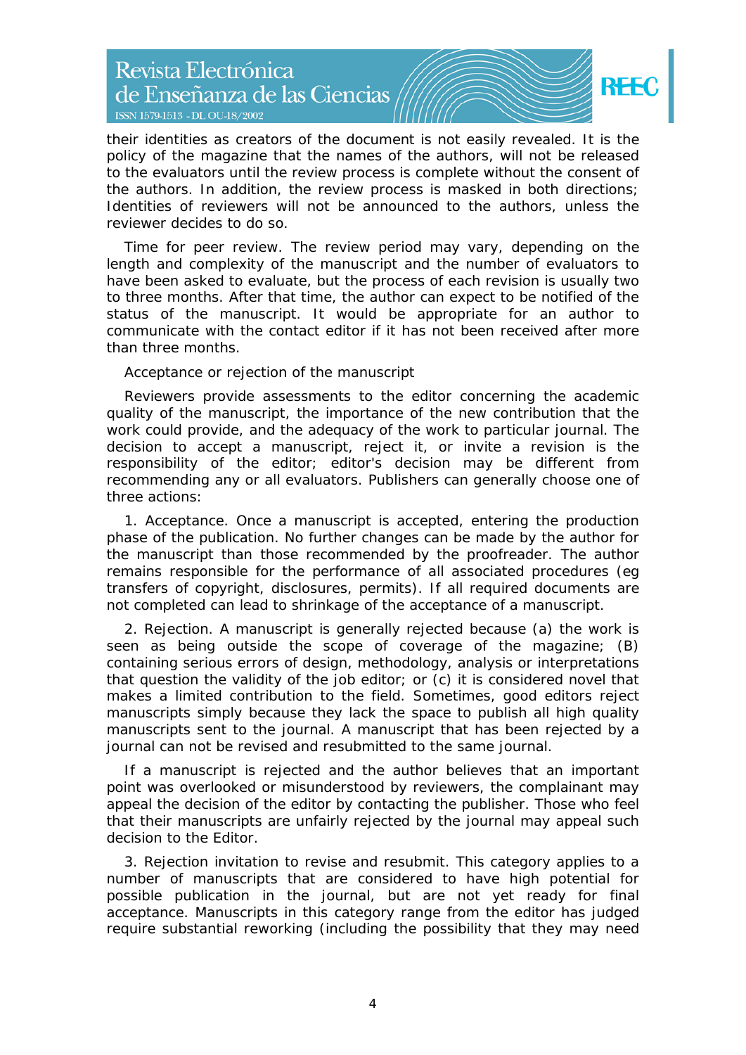their identities as creators of the document is not easily revealed. It is the policy of the magazine that the names of the authors, will not be released to the evaluators until the review process is complete without the consent of the authors. In addition, the review process is masked in both directions; Identities of reviewers will not be announced to the authors, unless the reviewer decides to do so.

Time for peer review. The review period may vary, depending on the length and complexity of the manuscript and the number of evaluators to have been asked to evaluate, but the process of each revision is usually two to three months. After that time, the author can expect to be notified of the status of the manuscript. It would be appropriate for an author to communicate with the contact editor if it has not been received after more than three months.

Acceptance or rejection of the manuscript

Reviewers provide assessments to the editor concerning the academic quality of the manuscript, the importance of the new contribution that the work could provide, and the adequacy of the work to particular journal. The decision to accept a manuscript, reject it, or invite a revision is the responsibility of the editor; editor's decision may be different from recommending any or all evaluators. Publishers can generally choose one of three actions:

1. Acceptance. Once a manuscript is accepted, entering the production phase of the publication. No further changes can be made by the author for the manuscript than those recommended by the proofreader. The author remains responsible for the performance of all associated procedures (eg transfers of copyright, disclosures, permits). If all required documents are not completed can lead to shrinkage of the acceptance of a manuscript.

2. Rejection. A manuscript is generally rejected because (a) the work is seen as being outside the scope of coverage of the magazine; (B) containing serious errors of design, methodology, analysis or interpretations that question the validity of the job editor; or (c) it is considered novel that makes a limited contribution to the field. Sometimes, good editors reject manuscripts simply because they lack the space to publish all high quality manuscripts sent to the journal. A manuscript that has been rejected by a journal can not be revised and resubmitted to the same journal.

If a manuscript is rejected and the author believes that an important point was overlooked or misunderstood by reviewers, the complainant may appeal the decision of the editor by contacting the publisher. Those who feel that their manuscripts are unfairly rejected by the journal may appeal such decision to the Editor.

3. Rejection invitation to revise and resubmit. This category applies to a number of manuscripts that are considered to have high potential for possible publication in the journal, but are not yet ready for final acceptance. Manuscripts in this category range from the editor has judged require substantial reworking (including the possibility that they may need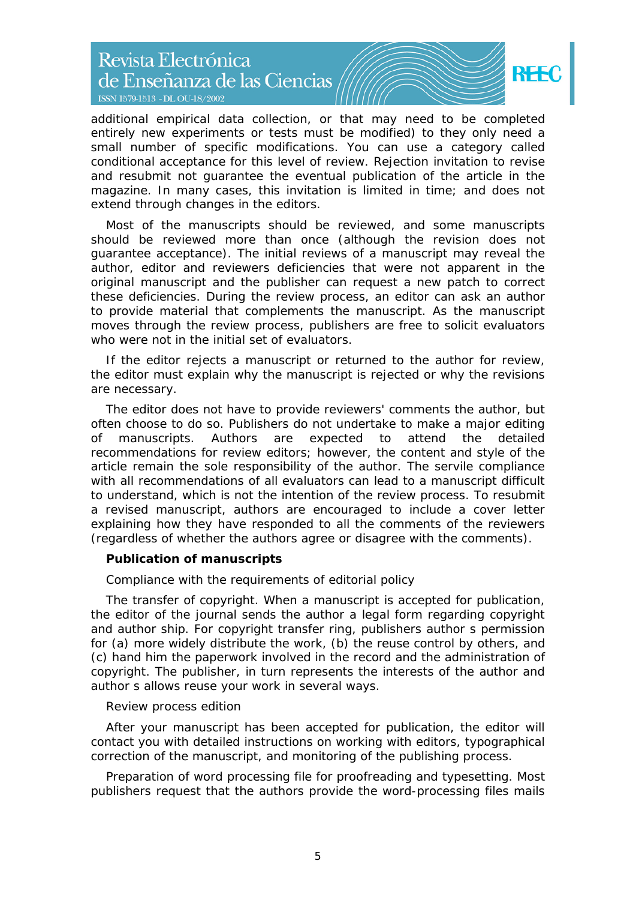additional empirical data collection, or that may need to be completed entirely new experiments or tests must be modified) to they only need a small number of specific modifications. You can use a category called conditional acceptance for this level of review. Rejection invitation to revise and resubmit not guarantee the eventual publication of the article in the magazine. In many cases, this invitation is limited in time; and does not extend through changes in the editors.

Most of the manuscripts should be reviewed, and some manuscripts should be reviewed more than once (although the revision does not guarantee acceptance). The initial reviews of a manuscript may reveal the author, editor and reviewers deficiencies that were not apparent in the original manuscript and the publisher can request a new patch to correct these deficiencies. During the review process, an editor can ask an author to provide material that complements the manuscript. As the manuscript moves through the review process, publishers are free to solicit evaluators who were not in the initial set of evaluators.

If the editor rejects a manuscript or returned to the author for review, the editor must explain why the manuscript is rejected or why the revisions are necessary.

The editor does not have to provide reviewers' comments the author, but often choose to do so. Publishers do not undertake to make a major editing of manuscripts. Authors are expected to attend the detailed recommendations for review editors; however, the content and style of the article remain the sole responsibility of the author. The servile compliance with all recommendations of all evaluators can lead to a manuscript difficult to understand, which is not the intention of the review process. To resubmit a revised manuscript, authors are encouraged to include a cover letter explaining how they have responded to all the comments of the reviewers (regardless of whether the authors agree or disagree with the comments).

**Publication of manuscripts**

Compliance with the requirements of editorial policy

The transfer of copyright. When a manuscript is accepted for publication, the editor of the journal sends the author a legal form regarding copyright and author ship. For copyright transfer ring, publishers author s permission for (a) more widely distribute the work, (b) the reuse control by others, and (c) hand him the paperwork involved in the record and the administration of copyright. The publisher, in turn represents the interests of the author and author s allows reuse your work in several ways.

Review process edition

After your manuscript has been accepted for publication, the editor will contact you with detailed instructions on working with editors, typographical correction of the manuscript, and monitoring of the publishing process.

Preparation of word processing file for proofreading and typesetting. Most publishers request that the authors provide the word-processing files mails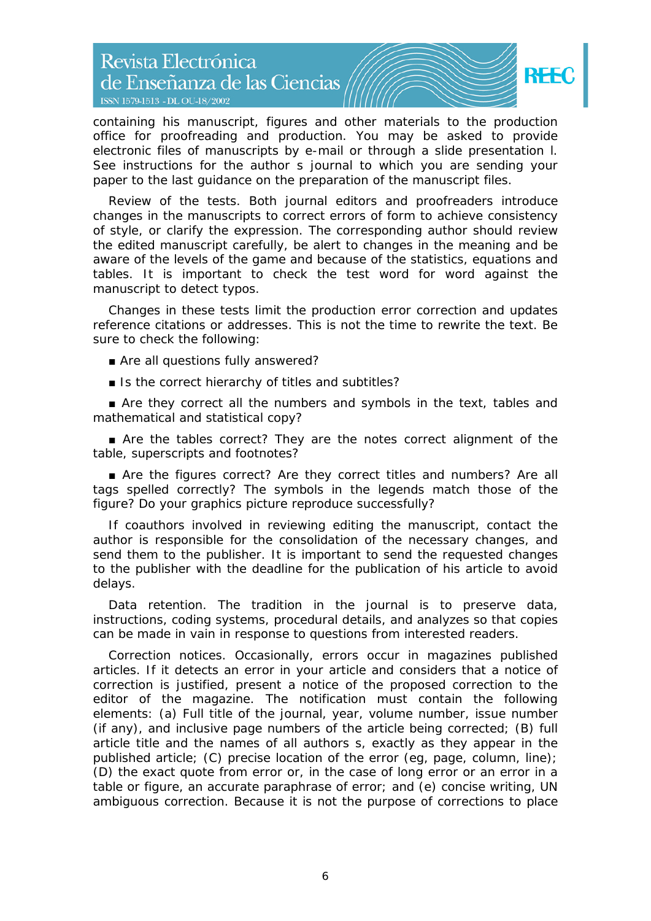containing his manuscript, figures and other materials to the production office for proofreading and production. You may be asked to provide electronic files of manuscripts by e-mail or through a slide presentation l. See instructions for the author s journal to which you are sending your paper to the last guidance on the preparation of the manuscript files.

Review of the tests. Both journal editors and proofreaders introduce changes in the manuscripts to correct errors of form to achieve consistency of style, or clarify the expression. The corresponding author should review the edited manuscript carefully, be alert to changes in the meaning and be aware of the levels of the game and because of the statistics, equations and tables. It is important to check the test word for word against the manuscript to detect typos.

Changes in these tests limit the production error correction and updates reference citations or addresses. This is not the time to rewrite the text. Be sure to check the following:

- Are all questions fully answered?
- Is the correct hierarchy of titles and subtitles?
- Are they correct all the numbers and symbols in the text, tables and mathematical and statistical copy?
- Are the tables correct? They are the notes correct alignment of the table, superscripts and footnotes?
- Are the figures correct? Are they correct titles and numbers? Are all tags spelled correctly? The symbols in the legends match those of the figure? Do your graphics picture reproduce successfully?

If coauthors involved in reviewing editing the manuscript, contact the author is responsible for the consolidation of the necessary changes, and send them to the publisher. It is important to send the requested changes to the publisher with the deadline for the publication of his article to avoid delays.

Data retention. The tradition in the journal is to preserve data, instructions, coding systems, procedural details, and analyzes so that copies can be made in vain in response to questions from interested readers.

Correction notices. Occasionally, errors occur in magazines published articles. If it detects an error in your article and considers that a notice of correction is justified, present a notice of the proposed correction to the editor of the magazine. The notification must contain the following elements: (a) Full title of the journal, year, volume number, issue number (if any), and inclusive page numbers of the article being corrected; (B) full article title and the names of all authors s, exactly as they appear in the published article; (C) precise location of the error (eg, page, column, line); (D) the exact quote from error or, in the case of long error or an error in a table or figure, an accurate paraphrase of error; and (e) concise writing, UN ambiguous correction. Because it is not the purpose of corrections to place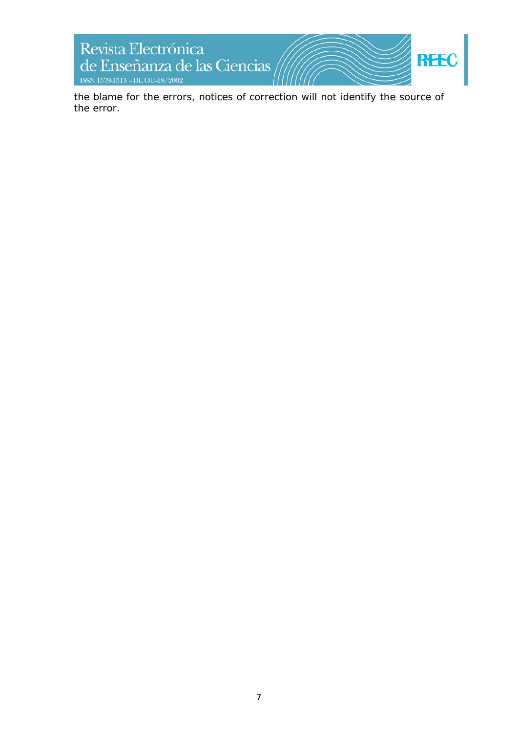the blame for the errors, notices of correction will not identify the source of the error.